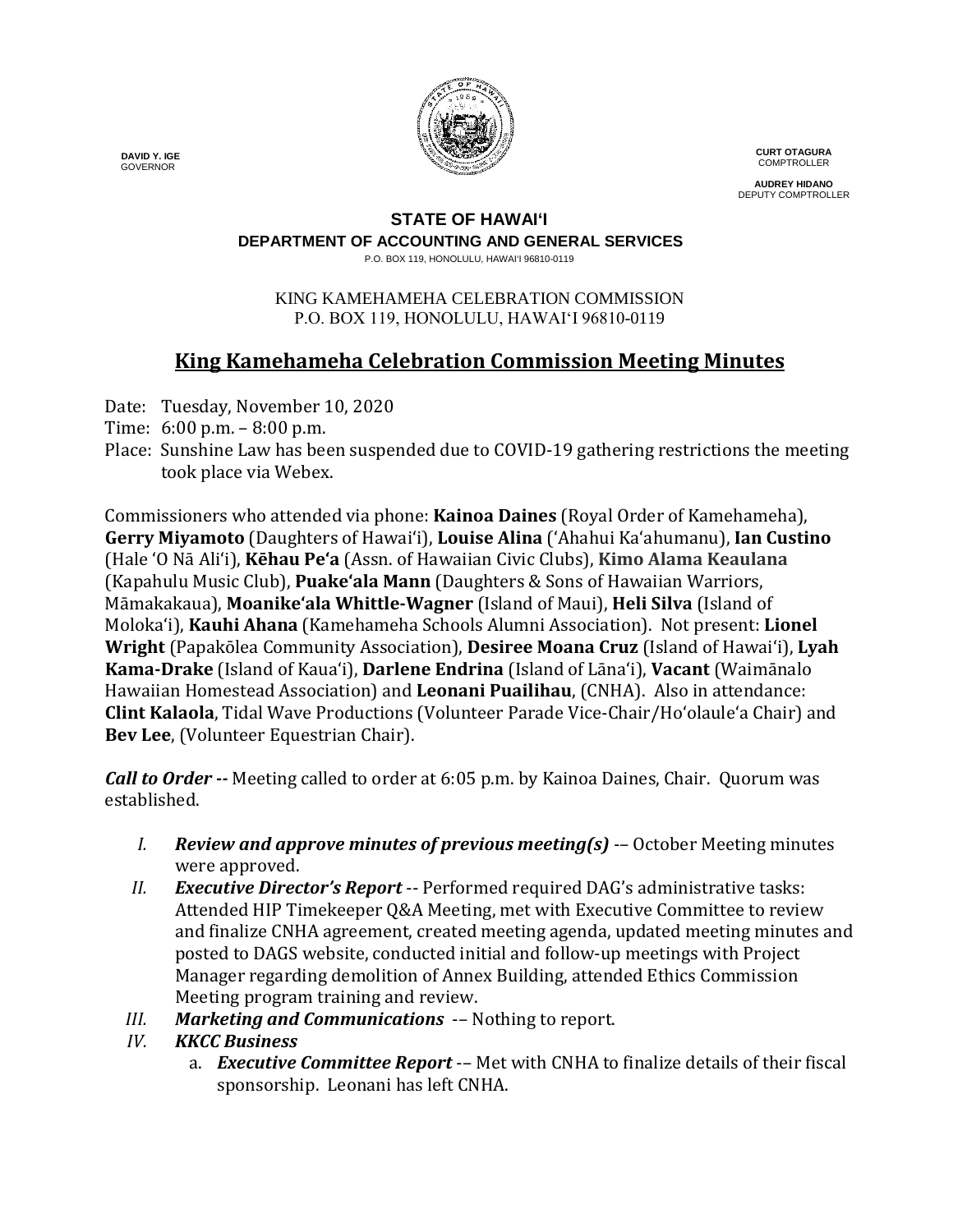DAVID Y. IGE
GOVERNOR

CURT OTAGURA
COMPTROLLER

AUDREY HIDANO
DEPUTY COMPTROLLER

**STATE OF HAWAIʻI**
**DEPARTMENT OF ACCOUNTING AND GENERAL SERVICES**
P.O. BOX 119, HONOLULU, HAWAIʻI 96810-0119

KING KAMEHAMEHA CELEBRATION COMMISSION
P.O. BOX 119, HONOLULU, HAWAIʻI 96810-0119

# King Kamehameha Celebration Commission Meeting Minutes

Date: Tuesday, November 10, 2020
Time: 6:00 p.m. – 8:00 p.m.
Place: Sunshine Law has been suspended due to COVID-19 gathering restrictions the meeting took place via Webex.

Commissioners who attended via phone: **Kainoa Daines** (Royal Order of Kamehameha), **Gerry Miyamoto** (Daughters of Hawaiʻi), **Louise Alina** (ʻAhahui Kaʻahumanu), **Ian Custino** (Hale ʻO Nā Aliʻi), **Kēhau Peʻa** (Assn. of Hawaiian Civic Clubs), **Kimo Alama Keaulana** (Kapahulu Music Club), **Puakeʻala Mann** (Daughters & Sons of Hawaiian Warriors, Māmakakaua), **Moanikeʻala Whittle-Wagner** (Island of Maui), **Heli Silva** (Island of Molokaʻi), **Kauhi Ahana** (Kamehameha Schools Alumni Association). Not present: **Lionel Wright** (Papakōlea Community Association), **Desiree Moana Cruz** (Island of Hawaiʻi), **Lyah Kama-Drake** (Island of Kauaʻi), **Darlene Endrina** (Island of Lānaʻi), **Vacant** (Waimānalo Hawaiian Homestead Association) and **Leonani Puailihau**, (CNHA). Also in attendance: **Clint Kalaola**, Tidal Wave Productions (Volunteer Parade Vice-Chair/Hoʻolauleʻa Chair) and **Bev Lee**, (Volunteer Equestrian Chair).

***Call to Order --*** Meeting called to order at 6:05 p.m. by Kainoa Daines, Chair. Quorum was established.

I. ***Review and approve minutes of previous meeting(s)*** -– October Meeting minutes were approved.
II. ***Executive Director's Report*** -- Performed required DAG's administrative tasks: Attended HIP Timekeeper Q&A Meeting, met with Executive Committee to review and finalize CNHA agreement, created meeting agenda, updated meeting minutes and posted to DAGS website, conducted initial and follow-up meetings with Project Manager regarding demolition of Annex Building, attended Ethics Commission Meeting program training and review.
III. ***Marketing and Communications*** -– Nothing to report.
IV. ***KKCC Business***
    a. ***Executive Committee Report*** -– Met with CNHA to finalize details of their fiscal sponsorship. Leonani has left CNHA.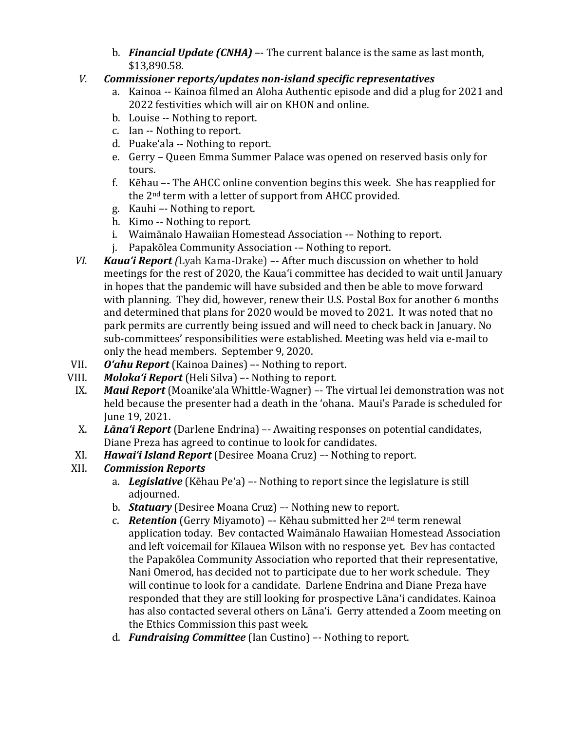b. ***Financial Update (CNHA)*** –- The current balance is the same as last month, $13,890.58.

V. ***Commissioner reports/updates non-island specific representatives***

a. Kainoa -- Kainoa filmed an Aloha Authentic episode and did a plug for 2021 and 2022 festivities which will air on KHON and online.

b. Louise -- Nothing to report.

c. Ian -- Nothing to report.

d. Puakeʻala -- Nothing to report.

e. Gerry – Queen Emma Summer Palace was opened on reserved basis only for tours.

f. Kēhau –- The AHCC online convention begins this week. She has reapplied for the 2nd term with a letter of support from AHCC provided.

g. Kauhi –- Nothing to report.

h. Kimo -- Nothing to report.

i. Waimānalo Hawaiian Homestead Association -– Nothing to report.

j. Papakōlea Community Association -– Nothing to report.

VI. ***Kauaʻi Report*** *(*Lyah Kama-Drake) –- After much discussion on whether to hold meetings for the rest of 2020, the Kauaʻi committee has decided to wait until January in hopes that the pandemic will have subsided and then be able to move forward with planning. They did, however, renew their U.S. Postal Box for another 6 months and determined that plans for 2020 would be moved to 2021. It was noted that no park permits are currently being issued and will need to check back in January. No sub-committees' responsibilities were established. Meeting was held via e-mail to only the head members. September 9, 2020.

VII. ***Oʻahu Report*** (Kainoa Daines) –- Nothing to report.

VIII. ***Molokaʻi Report*** (Heli Silva) –- Nothing to report.

IX. ***Maui Report*** (Moanikeʻala Whittle-Wagner) –- The virtual lei demonstration was not held because the presenter had a death in the ʻohana. Maui's Parade is scheduled for June 19, 2021.

X. ***Lānaʻi Report*** (Darlene Endrina) –- Awaiting responses on potential candidates, Diane Preza has agreed to continue to look for candidates.

XI. ***Hawaiʻi Island Report*** (Desiree Moana Cruz) –- Nothing to report.

XII. ***Commission Reports***

a. ***Legislative*** (Kēhau Peʻa) –- Nothing to report since the legislature is still adjourned.

b. ***Statuary*** (Desiree Moana Cruz) –- Nothing new to report.

c. ***Retention*** (Gerry Miyamoto) –- Kēhau submitted her 2nd term renewal application today. Bev contacted Waimānalo Hawaiian Homestead Association and left voicemail for Kīlauea Wilson with no response yet. Bev has contacted the Papakōlea Community Association who reported that their representative, Nani Omerod, has decided not to participate due to her work schedule. They will continue to look for a candidate. Darlene Endrina and Diane Preza have responded that they are still looking for prospective Lānaʻi candidates. Kainoa has also contacted several others on Lānaʻi. Gerry attended a Zoom meeting on the Ethics Commission this past week.

d. ***Fundraising Committee*** (Ian Custino) –- Nothing to report.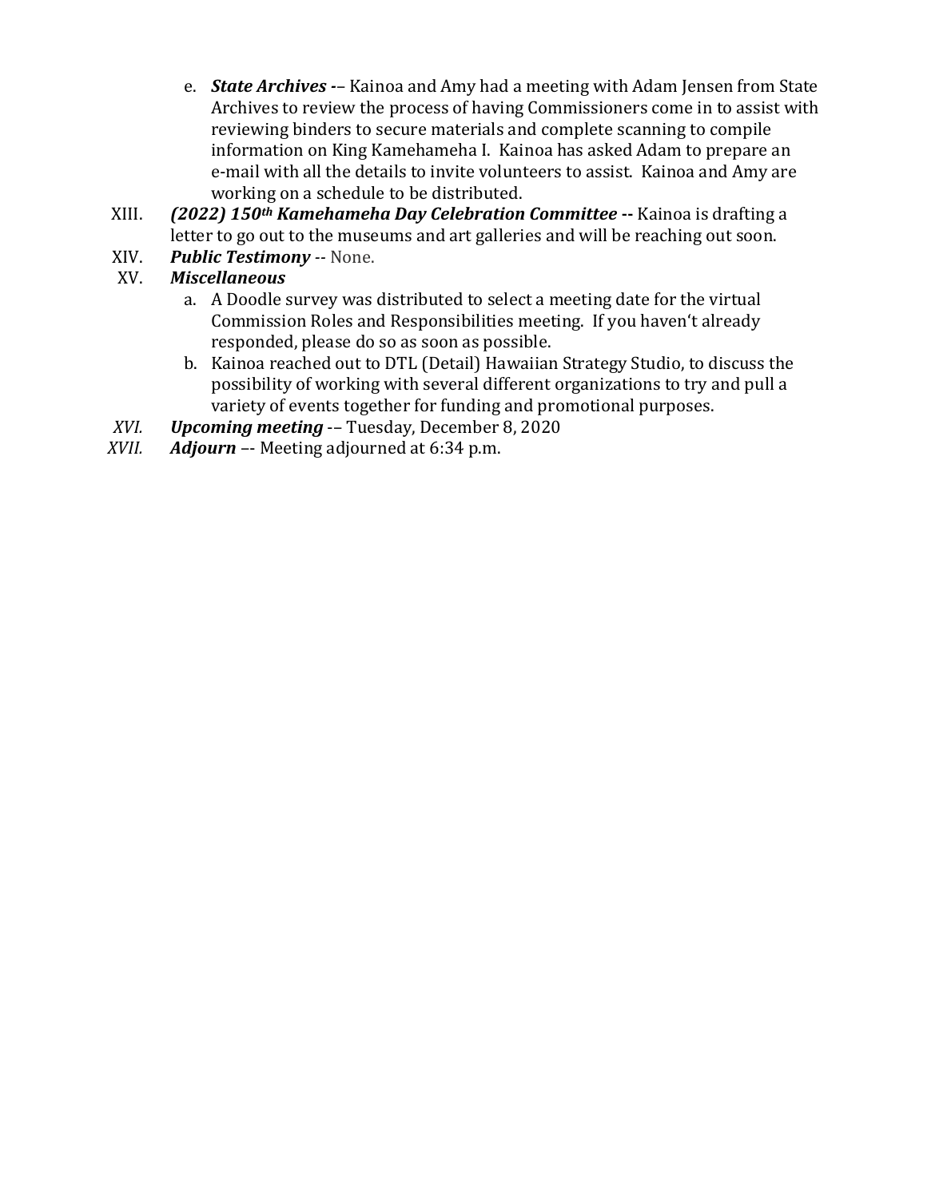e. ***State Archives*** -– Kainoa and Amy had a meeting with Adam Jensen from State Archives to review the process of having Commissioners come in to assist with reviewing binders to secure materials and complete scanning to compile information on King Kamehameha I. Kainoa has asked Adam to prepare an e-mail with all the details to invite volunteers to assist. Kainoa and Amy are working on a schedule to be distributed.

XIII. ***(2022) 150th Kamehameha Day Celebration Committee*** **--** Kainoa is drafting a letter to go out to the museums and art galleries and will be reaching out soon.

XIV. ***Public Testimony*** -- None.

XV. ***Miscellaneous***

a. A Doodle survey was distributed to select a meeting date for the virtual Commission Roles and Responsibilities meeting. If you haven't already responded, please do so as soon as possible.

b. Kainoa reached out to DTL (Detail) Hawaiian Strategy Studio, to discuss the possibility of working with several different organizations to try and pull a variety of events together for funding and promotional purposes.

*XVI.* ***Upcoming meeting*** -– Tuesday, December 8, 2020

*XVII.* ***Adjourn*** –- Meeting adjourned at 6:34 p.m.